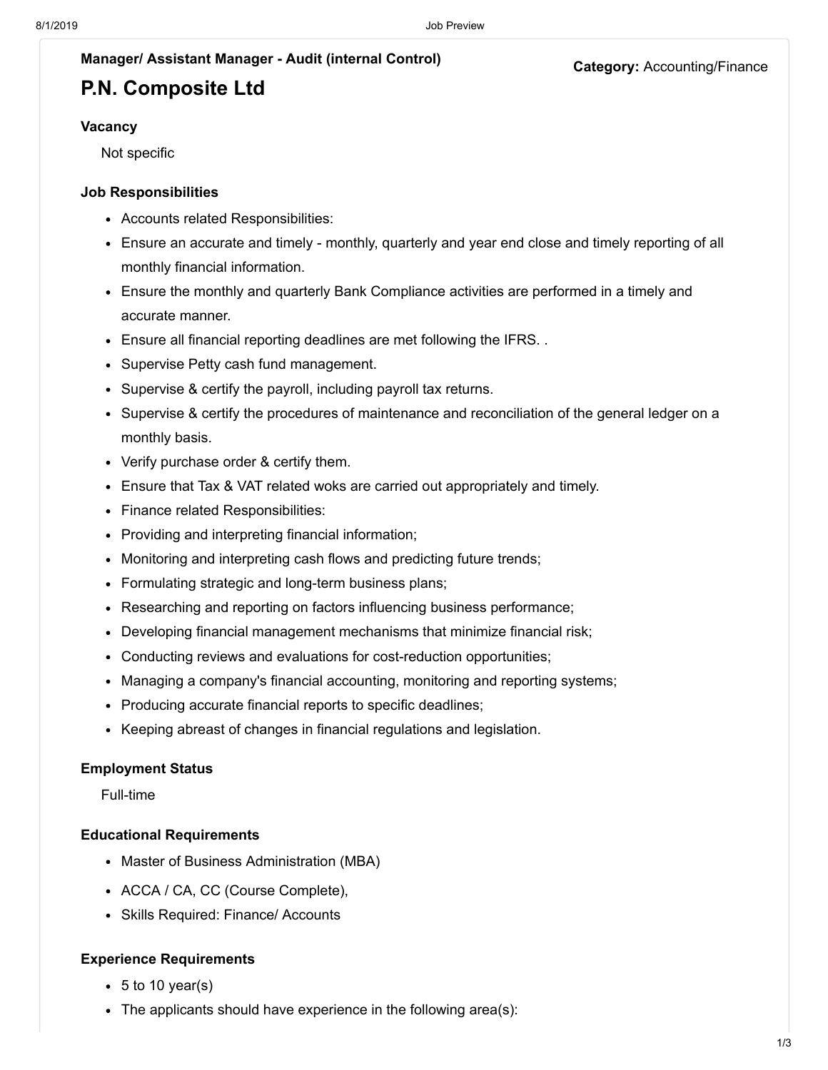**Manager/ Assistant Manager - Audit (internal Control)**

**Category:** Accounting/Finance

# P.N. Composite Ltd

### Vacancy

Not specific

### Job Responsibilities

- Accounts related Responsibilities:
- Ensure an accurate and timely - monthly, quarterly and year end close and timely reporting of all monthly financial information.
- Ensure the monthly and quarterly Bank Compliance activities are performed in a timely and accurate manner.
- Ensure all financial reporting deadlines are met following the IFRS. .
- Supervise Petty cash fund management.
- Supervise & certify the payroll, including payroll tax returns.
- Supervise & certify the procedures of maintenance and reconciliation of the general ledger on a monthly basis.
- Verify purchase order & certify them.
- Ensure that Tax & VAT related woks are carried out appropriately and timely.
- Finance related Responsibilities:
- Providing and interpreting financial information;
- Monitoring and interpreting cash flows and predicting future trends;
- Formulating strategic and long-term business plans;
- Researching and reporting on factors influencing business performance;
- Developing financial management mechanisms that minimize financial risk;
- Conducting reviews and evaluations for cost-reduction opportunities;
- Managing a company's financial accounting, monitoring and reporting systems;
- Producing accurate financial reports to specific deadlines;
- Keeping abreast of changes in financial regulations and legislation.

### Employment Status

Full-time

### Educational Requirements

- Master of Business Administration (MBA)
- ACCA / CA, CC (Course Complete),
- Skills Required: Finance/ Accounts

### Experience Requirements

- 5 to 10 year(s)
- The applicants should have experience in the following area(s):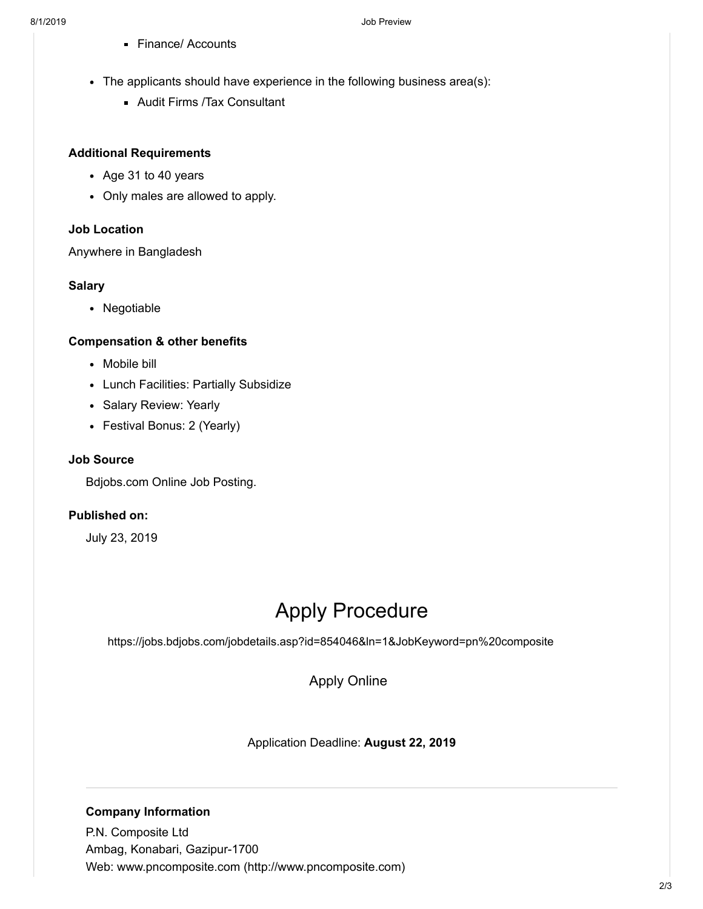- Finance/ Accounts

- The applicants should have experience in the following business area(s):
  - Audit Firms /Tax Consultant

**Additional Requirements**

- Age 31 to 40 years
- Only males are allowed to apply.

**Job Location**

Anywhere in Bangladesh

**Salary**

- Negotiable

**Compensation & other benefits**

- Mobile bill
- Lunch Facilities: Partially Subsidize
- Salary Review: Yearly
- Festival Bonus: 2 (Yearly)

**Job Source**

Bdjobs.com Online Job Posting.

**Published on:**

July 23, 2019

# Apply Procedure

https://jobs.bdjobs.com/jobdetails.asp?id=854046&ln=1&JobKeyword=pn%20composite

Apply Online

Application Deadline: **August 22, 2019**

---

**Company Information**

P.N. Composite Ltd
Ambag, Konabari, Gazipur-1700
Web: www.pncomposite.com (http://www.pncomposite.com)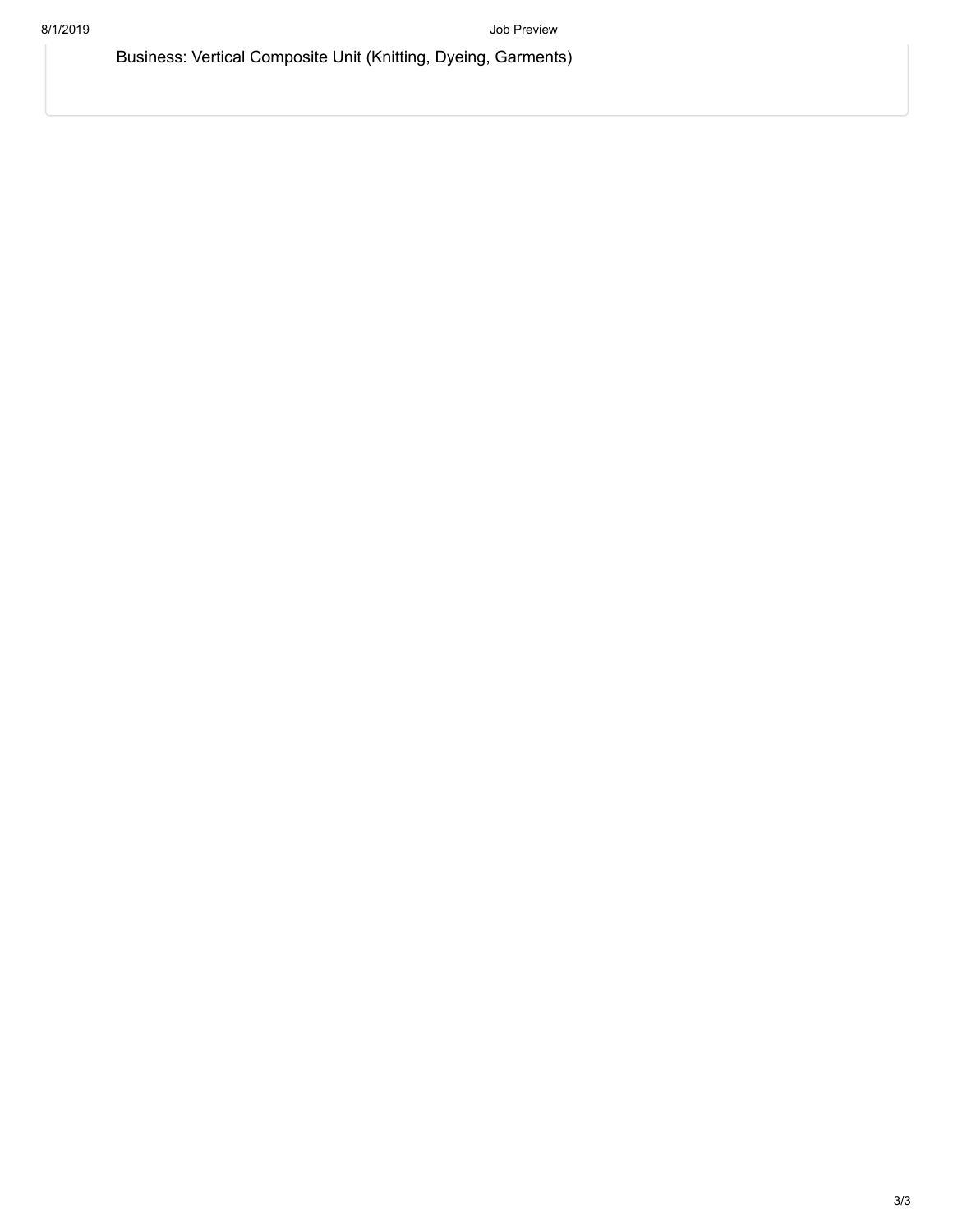Business: Vertical Composite Unit (Knitting, Dyeing, Garments)